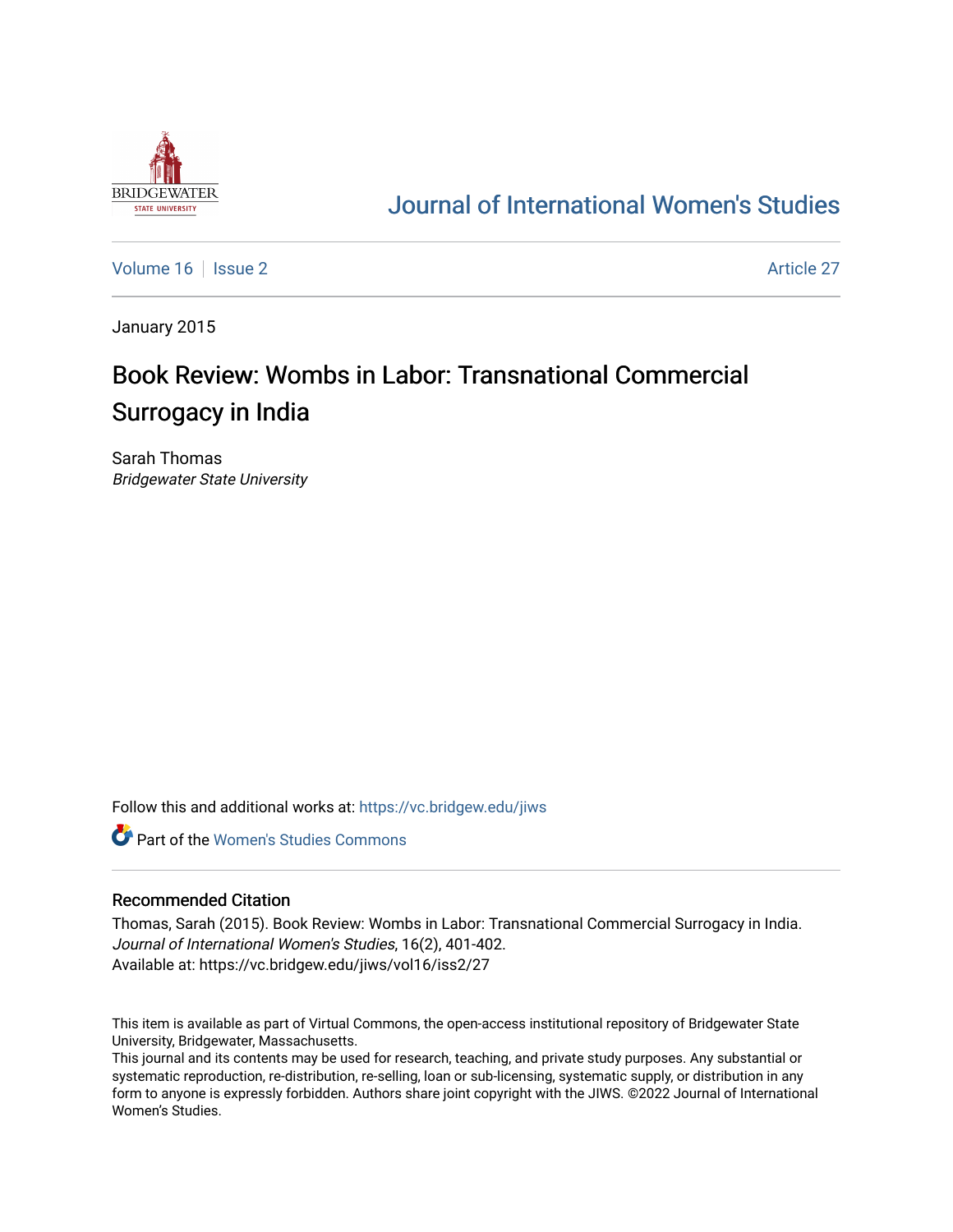# Journal of International Women's Studies

Volume 16 | Issue 2 | Article 27

January 2015

# Book Review: Wombs in Labor: Transnational Commercial Surrogacy in India

Sarah Thomas
*Bridgewater State University*

Follow this and additional works at: https://vc.bridgew.edu/jiws

Part of the Women's Studies Commons

## Recommended Citation

Thomas, Sarah (2015). Book Review: Wombs in Labor: Transnational Commercial Surrogacy in India. *Journal of International Women's Studies*, 16(2), 401-402.
Available at: https://vc.bridgew.edu/jiws/vol16/iss2/27

This item is available as part of Virtual Commons, the open-access institutional repository of Bridgewater State University, Bridgewater, Massachusetts.
This journal and its contents may be used for research, teaching, and private study purposes. Any substantial or systematic reproduction, re-distribution, re-selling, loan or sub-licensing, systematic supply, or distribution in any form to anyone is expressly forbidden. Authors share joint copyright with the JIWS. ©2022 Journal of International Women's Studies.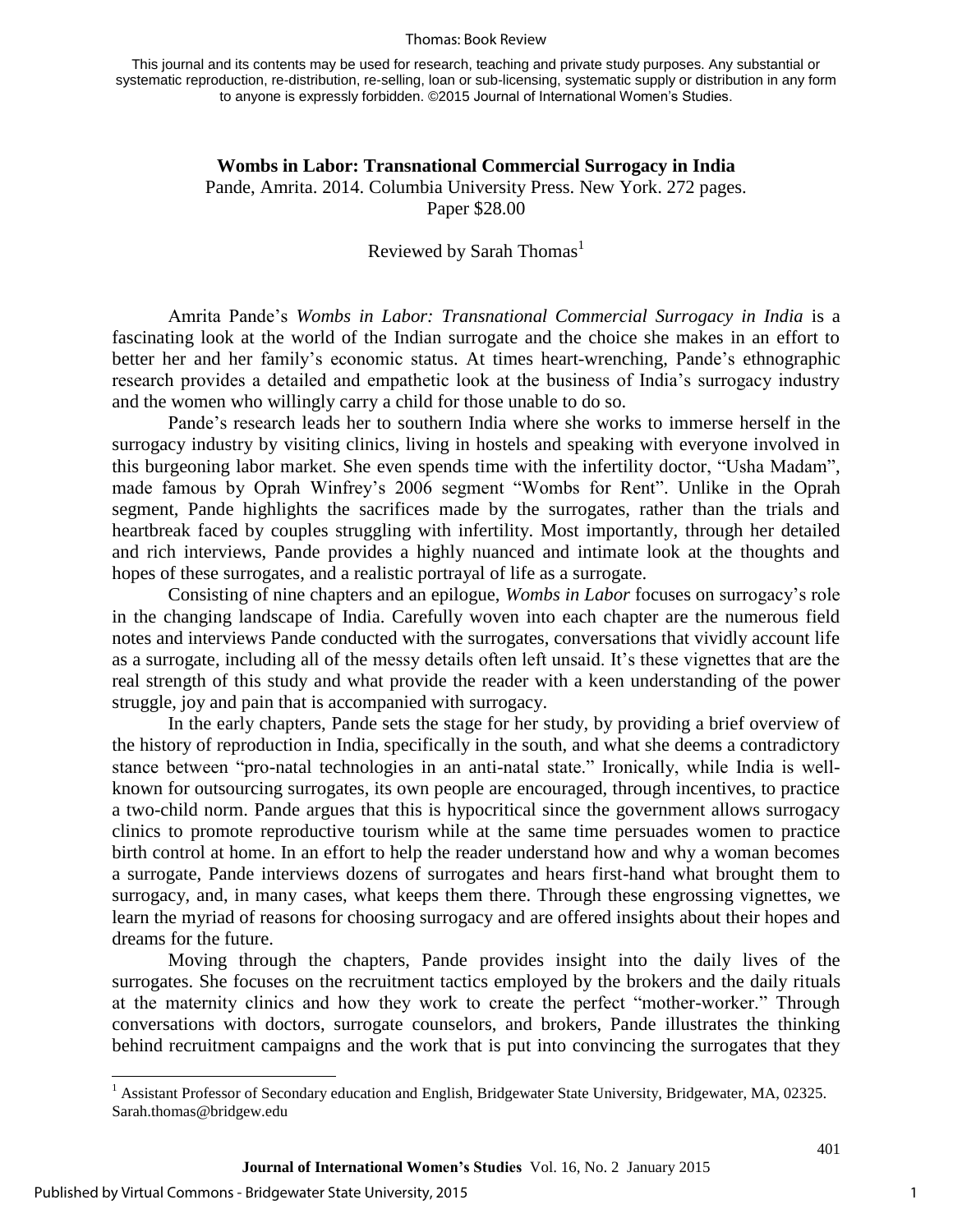This journal and its contents may be used for research, teaching and private study purposes. Any substantial or systematic reproduction, re-distribution, re-selling, loan or sub-licensing, systematic supply or distribution in any form to anyone is expressly forbidden. ©2015 Journal of International Women's Studies.

**Wombs in Labor: Transnational Commercial Surrogacy in India**
Pande, Amrita. 2014. Columbia University Press. New York. 272 pages.
Paper $28.00

Reviewed by Sarah Thomas[1]

Amrita Pande's *Wombs in Labor: Transnational Commercial Surrogacy in India* is a fascinating look at the world of the Indian surrogate and the choice she makes in an effort to better her and her family's economic status. At times heart-wrenching, Pande's ethnographic research provides a detailed and empathetic look at the business of India's surrogacy industry and the women who willingly carry a child for those unable to do so.

Pande's research leads her to southern India where she works to immerse herself in the surrogacy industry by visiting clinics, living in hostels and speaking with everyone involved in this burgeoning labor market. She even spends time with the infertility doctor, "Usha Madam", made famous by Oprah Winfrey's 2006 segment "Wombs for Rent". Unlike in the Oprah segment, Pande highlights the sacrifices made by the surrogates, rather than the trials and heartbreak faced by couples struggling with infertility. Most importantly, through her detailed and rich interviews, Pande provides a highly nuanced and intimate look at the thoughts and hopes of these surrogates, and a realistic portrayal of life as a surrogate.

Consisting of nine chapters and an epilogue, *Wombs in Labor* focuses on surrogacy's role in the changing landscape of India. Carefully woven into each chapter are the numerous field notes and interviews Pande conducted with the surrogates, conversations that vividly account life as a surrogate, including all of the messy details often left unsaid. It's these vignettes that are the real strength of this study and what provide the reader with a keen understanding of the power struggle, joy and pain that is accompanied with surrogacy.

In the early chapters, Pande sets the stage for her study, by providing a brief overview of the history of reproduction in India, specifically in the south, and what she deems a contradictory stance between "pro-natal technologies in an anti-natal state." Ironically, while India is well-known for outsourcing surrogates, its own people are encouraged, through incentives, to practice a two-child norm. Pande argues that this is hypocritical since the government allows surrogacy clinics to promote reproductive tourism while at the same time persuades women to practice birth control at home. In an effort to help the reader understand how and why a woman becomes a surrogate, Pande interviews dozens of surrogates and hears first-hand what brought them to surrogacy, and, in many cases, what keeps them there. Through these engrossing vignettes, we learn the myriad of reasons for choosing surrogacy and are offered insights about their hopes and dreams for the future.

Moving through the chapters, Pande provides insight into the daily lives of the surrogates. She focuses on the recruitment tactics employed by the brokers and the daily rituals at the maternity clinics and how they work to create the perfect "mother-worker." Through conversations with doctors, surrogate counselors, and brokers, Pande illustrates the thinking behind recruitment campaigns and the work that is put into convincing the surrogates that they

[1] Assistant Professor of Secondary education and English, Bridgewater State University, Bridgewater, MA, 02325. Sarah.thomas@bridgew.edu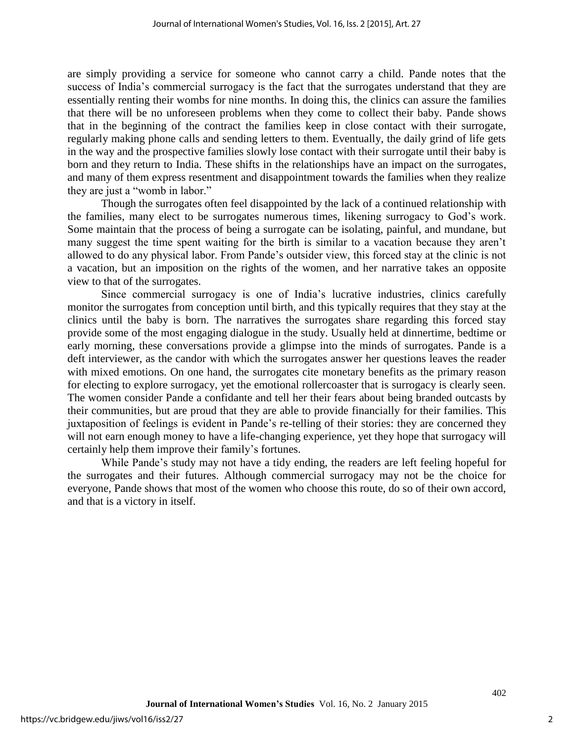are simply providing a service for someone who cannot carry a child. Pande notes that the success of India's commercial surrogacy is the fact that the surrogates understand that they are essentially renting their wombs for nine months. In doing this, the clinics can assure the families that there will be no unforeseen problems when they come to collect their baby. Pande shows that in the beginning of the contract the families keep in close contact with their surrogate, regularly making phone calls and sending letters to them. Eventually, the daily grind of life gets in the way and the prospective families slowly lose contact with their surrogate until their baby is born and they return to India. These shifts in the relationships have an impact on the surrogates, and many of them express resentment and disappointment towards the families when they realize they are just a "womb in labor."

Though the surrogates often feel disappointed by the lack of a continued relationship with the families, many elect to be surrogates numerous times, likening surrogacy to God's work. Some maintain that the process of being a surrogate can be isolating, painful, and mundane, but many suggest the time spent waiting for the birth is similar to a vacation because they aren't allowed to do any physical labor. From Pande's outsider view, this forced stay at the clinic is not a vacation, but an imposition on the rights of the women, and her narrative takes an opposite view to that of the surrogates.

Since commercial surrogacy is one of India's lucrative industries, clinics carefully monitor the surrogates from conception until birth, and this typically requires that they stay at the clinics until the baby is born. The narratives the surrogates share regarding this forced stay provide some of the most engaging dialogue in the study. Usually held at dinnertime, bedtime or early morning, these conversations provide a glimpse into the minds of surrogates. Pande is a deft interviewer, as the candor with which the surrogates answer her questions leaves the reader with mixed emotions. On one hand, the surrogates cite monetary benefits as the primary reason for electing to explore surrogacy, yet the emotional rollercoaster that is surrogacy is clearly seen. The women consider Pande a confidante and tell her their fears about being branded outcasts by their communities, but are proud that they are able to provide financially for their families. This juxtaposition of feelings is evident in Pande's re-telling of their stories: they are concerned they will not earn enough money to have a life-changing experience, yet they hope that surrogacy will certainly help them improve their family's fortunes.

While Pande's study may not have a tidy ending, the readers are left feeling hopeful for the surrogates and their futures. Although commercial surrogacy may not be the choice for everyone, Pande shows that most of the women who choose this route, do so of their own accord, and that is a victory in itself.